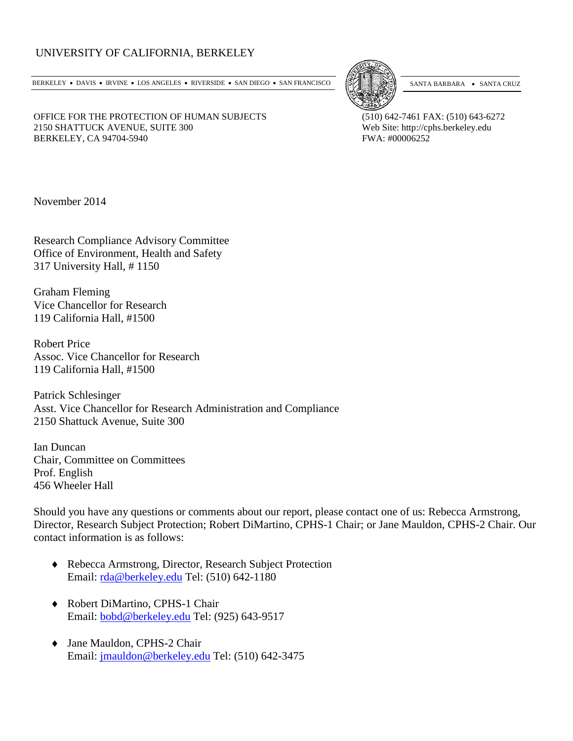UNIVERSITY OF CALIFORNIA, BERKELEY

BERKELEY • DAVIS • IRVINE • LOS ANGELES • RIVERSIDE • SAN DIEGO • SAN FRANCISCO SANTA BARBARA • SANTA CRUZ

OFFICE FOR THE PROTECTION OF HUMAN SUBJECTS
2150 SHATTUCK AVENUE, SUITE 300
BERKELEY, CA 94704-5940

(510) 642-7461 FAX: (510) 643-6272
Web Site: http://cphs.berkeley.edu
FWA: #00006252

November 2014

Research Compliance Advisory Committee
Office of Environment, Health and Safety
317 University Hall, # 1150

Graham Fleming
Vice Chancellor for Research
119 California Hall, #1500

Robert Price
Assoc. Vice Chancellor for Research
119 California Hall, #1500

Patrick Schlesinger
Asst. Vice Chancellor for Research Administration and Compliance
2150 Shattuck Avenue, Suite 300

Ian Duncan
Chair, Committee on Committees
Prof. English
456 Wheeler Hall

Should you have any questions or comments about our report, please contact one of us: Rebecca Armstrong, Director, Research Subject Protection; Robert DiMartino, CPHS-1 Chair; or Jane Mauldon, CPHS-2 Chair. Our contact information is as follows:

- Rebecca Armstrong, Director, Research Subject Protection
  Email: rda@berkeley.edu Tel: (510) 642-1180

- Robert DiMartino, CPHS-1 Chair
  Email: bobd@berkeley.edu Tel: (925) 643-9517

- Jane Mauldon, CPHS-2 Chair
  Email: jmauldon@berkeley.edu Tel: (510) 642-3475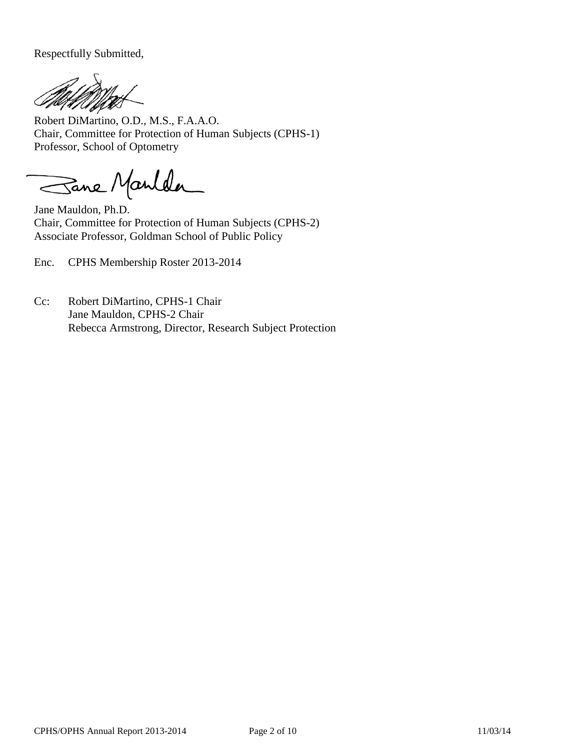Respectfully Submitted,

Robert DiMartino, O.D., M.S., F.A.A.O.
Chair, Committee for Protection of Human Subjects (CPHS-1)
Professor, School of Optometry

Jane Mauldon, Ph.D.
Chair, Committee for Protection of Human Subjects (CPHS-2)
Associate Professor, Goldman School of Public Policy

Enc. CPHS Membership Roster 2013-2014

Cc: Robert DiMartino, CPHS-1 Chair
Jane Mauldon, CPHS-2 Chair
Rebecca Armstrong, Director, Research Subject Protection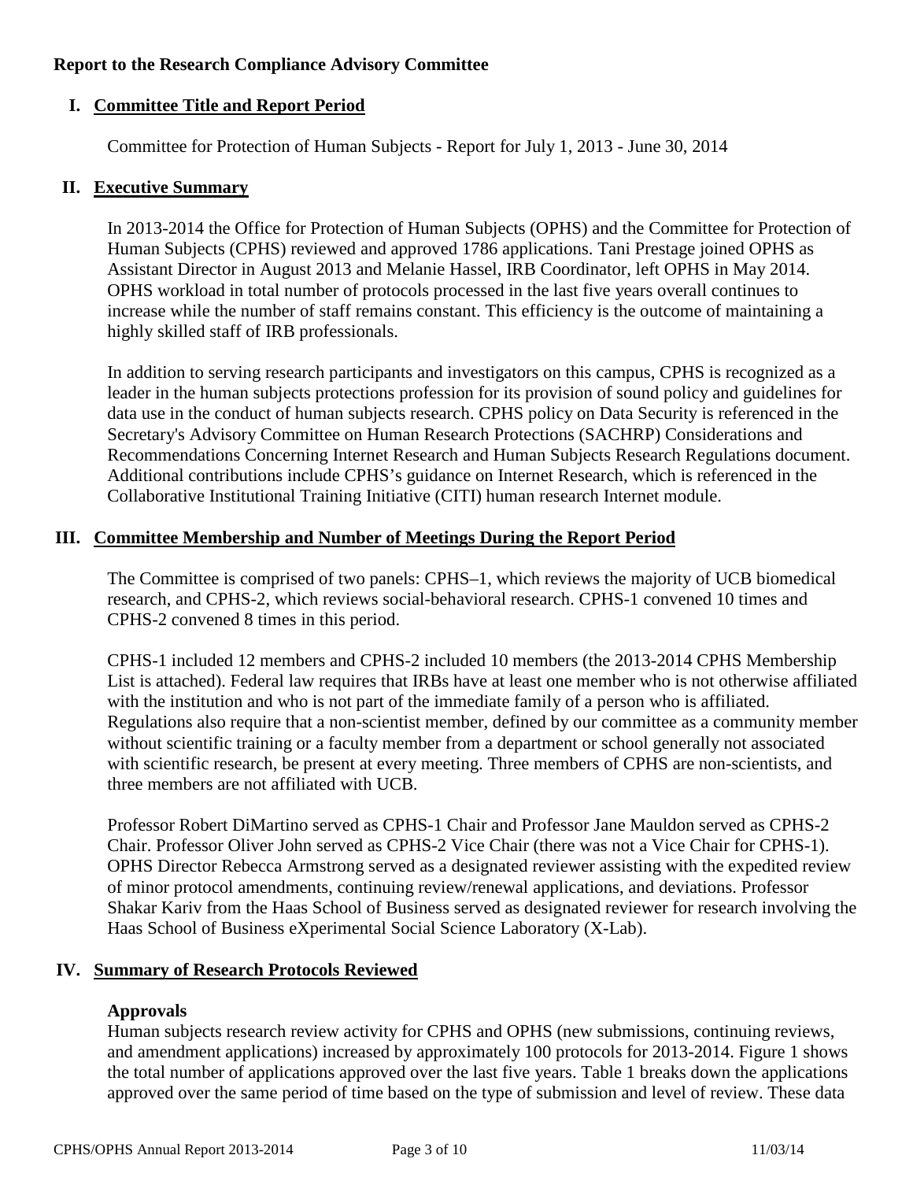**Report to the Research Compliance Advisory Committee**

## I. Committee Title and Report Period

Committee for Protection of Human Subjects - Report for July 1, 2013 - June 30, 2014

## II. Executive Summary

In 2013-2014 the Office for Protection of Human Subjects (OPHS) and the Committee for Protection of Human Subjects (CPHS) reviewed and approved 1786 applications. Tani Prestage joined OPHS as Assistant Director in August 2013 and Melanie Hassel, IRB Coordinator, left OPHS in May 2014. OPHS workload in total number of protocols processed in the last five years overall continues to increase while the number of staff remains constant. This efficiency is the outcome of maintaining a highly skilled staff of IRB professionals.

In addition to serving research participants and investigators on this campus, CPHS is recognized as a leader in the human subjects protections profession for its provision of sound policy and guidelines for data use in the conduct of human subjects research. CPHS policy on Data Security is referenced in the Secretary's Advisory Committee on Human Research Protections (SACHRP) Considerations and Recommendations Concerning Internet Research and Human Subjects Research Regulations document. Additional contributions include CPHS's guidance on Internet Research, which is referenced in the Collaborative Institutional Training Initiative (CITI) human research Internet module.

## III. Committee Membership and Number of Meetings During the Report Period

The Committee is comprised of two panels: CPHS–1, which reviews the majority of UCB biomedical research, and CPHS-2, which reviews social-behavioral research. CPHS-1 convened 10 times and CPHS-2 convened 8 times in this period.

CPHS-1 included 12 members and CPHS-2 included 10 members (the 2013-2014 CPHS Membership List is attached). Federal law requires that IRBs have at least one member who is not otherwise affiliated with the institution and who is not part of the immediate family of a person who is affiliated. Regulations also require that a non-scientist member, defined by our committee as a community member without scientific training or a faculty member from a department or school generally not associated with scientific research, be present at every meeting. Three members of CPHS are non-scientists, and three members are not affiliated with UCB.

Professor Robert DiMartino served as CPHS-1 Chair and Professor Jane Mauldon served as CPHS-2 Chair. Professor Oliver John served as CPHS-2 Vice Chair (there was not a Vice Chair for CPHS-1). OPHS Director Rebecca Armstrong served as a designated reviewer assisting with the expedited review of minor protocol amendments, continuing review/renewal applications, and deviations. Professor Shakar Kariv from the Haas School of Business served as designated reviewer for research involving the Haas School of Business eXperimental Social Science Laboratory (X-Lab).

## IV. Summary of Research Protocols Reviewed

### Approvals

Human subjects research review activity for CPHS and OPHS (new submissions, continuing reviews, and amendment applications) increased by approximately 100 protocols for 2013-2014. Figure 1 shows the total number of applications approved over the last five years. Table 1 breaks down the applications approved over the same period of time based on the type of submission and level of review. These data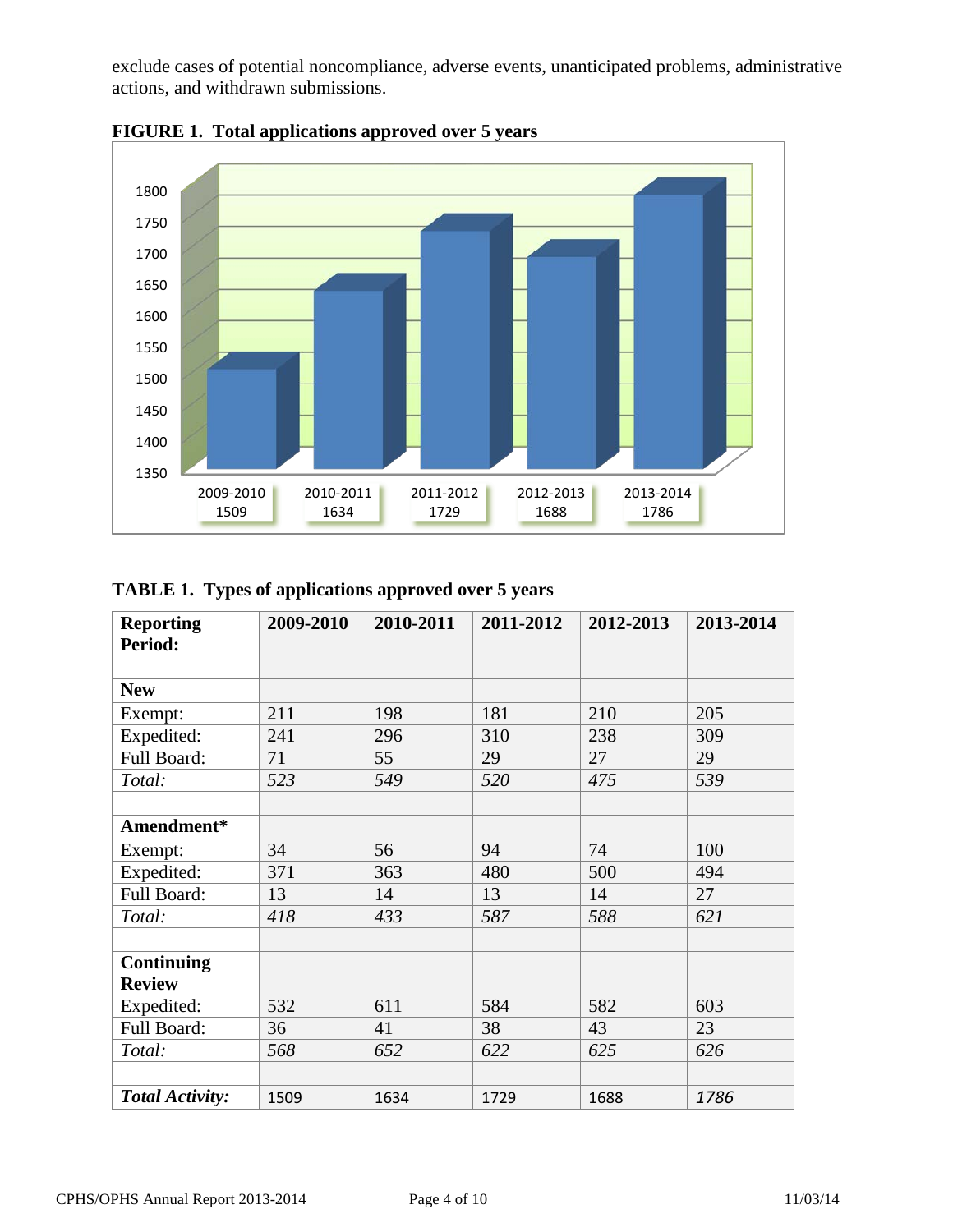exclude cases of potential noncompliance, adverse events, unanticipated problems, administrative actions, and withdrawn submissions.

**FIGURE 1. Total applications approved over 5 years**

| 2009-2010 | 2010-2011 | 2011-2012 | 2012-2013 | 2013-2014 |
|---|---|---|---|---|
| 1509 | 1634 | 1729 | 1688 | 1786 |

**TABLE 1. Types of applications approved over 5 years**

| **Reporting Period:** | **2009-2010** | **2010-2011** | **2011-2012** | **2012-2013** | **2013-2014** |
|---|---|---|---|---|---|
| | | | | | |
| **New** | | | | | |
| Exempt: | 211 | 198 | 181 | 210 | 205 |
| Expedited: | 241 | 296 | 310 | 238 | 309 |
| Full Board: | 71 | 55 | 29 | 27 | 29 |
| *Total:* | *523* | *549* | *520* | *475* | *539* |
| | | | | | |
| **Amendment*** | | | | | |
| Exempt: | 34 | 56 | 94 | 74 | 100 |
| Expedited: | 371 | 363 | 480 | 500 | 494 |
| Full Board: | 13 | 14 | 13 | 14 | 27 |
| *Total:* | *418* | *433* | *587* | *588* | *621* |
| | | | | | |
| **Continuing Review** | | | | | |
| Expedited: | 532 | 611 | 584 | 582 | 603 |
| Full Board: | 36 | 41 | 38 | 43 | 23 |
| *Total:* | *568* | *652* | *622* | *625* | *626* |
| | | | | | |
| ***Total Activity:*** | 1509 | 1634 | 1729 | 1688 | *1786* |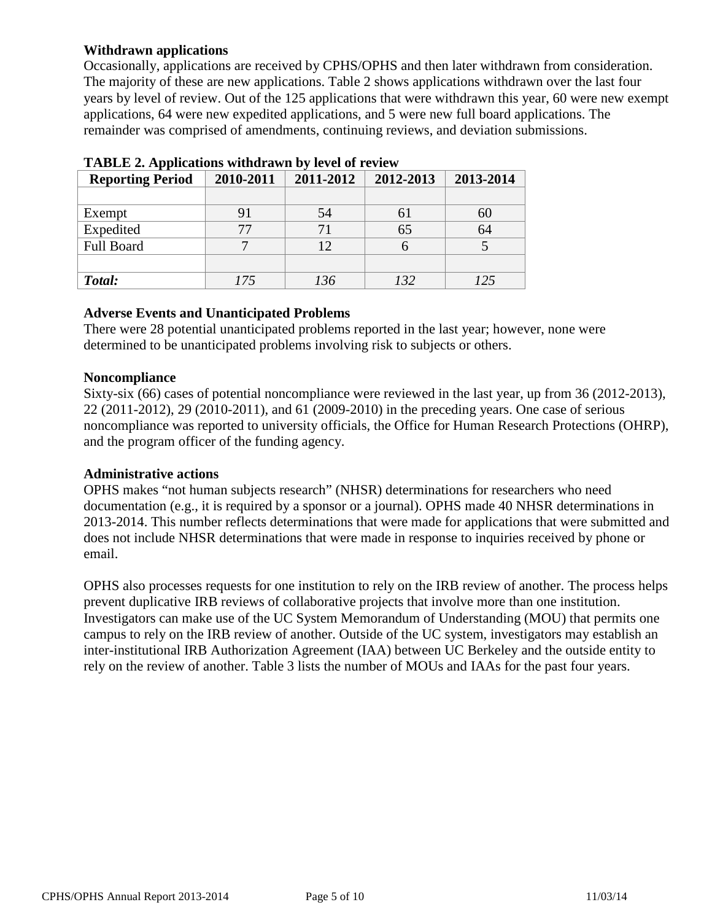**Withdrawn applications**

Occasionally, applications are received by CPHS/OPHS and then later withdrawn from consideration. The majority of these are new applications. Table 2 shows applications withdrawn over the last four years by level of review. Out of the 125 applications that were withdrawn this year, 60 were new exempt applications, 64 were new expedited applications, and 5 were new full board applications. The remainder was comprised of amendments, continuing reviews, and deviation submissions.

**TABLE 2. Applications withdrawn by level of review**

| Reporting Period | 2010-2011 | 2011-2012 | 2012-2013 | 2013-2014 |
|---|---|---|---|---|
| | | | | |
| Exempt | 91 | 54 | 61 | 60 |
| Expedited | 77 | 71 | 65 | 64 |
| Full Board | 7 | 12 | 6 | 5 |
| | | | | |
| ***Total:*** | *175* | *136* | *132* | *125* |

**Adverse Events and Unanticipated Problems**

There were 28 potential unanticipated problems reported in the last year; however, none were determined to be unanticipated problems involving risk to subjects or others.

**Noncompliance**

Sixty-six (66) cases of potential noncompliance were reviewed in the last year, up from 36 (2012-2013), 22 (2011-2012), 29 (2010-2011), and 61 (2009-2010) in the preceding years. One case of serious noncompliance was reported to university officials, the Office for Human Research Protections (OHRP), and the program officer of the funding agency.

**Administrative actions**

OPHS makes "not human subjects research" (NHSR) determinations for researchers who need documentation (e.g., it is required by a sponsor or a journal). OPHS made 40 NHSR determinations in 2013-2014. This number reflects determinations that were made for applications that were submitted and does not include NHSR determinations that were made in response to inquiries received by phone or email.

OPHS also processes requests for one institution to rely on the IRB review of another. The process helps prevent duplicative IRB reviews of collaborative projects that involve more than one institution. Investigators can make use of the UC System Memorandum of Understanding (MOU) that permits one campus to rely on the IRB review of another. Outside of the UC system, investigators may establish an inter-institutional IRB Authorization Agreement (IAA) between UC Berkeley and the outside entity to rely on the review of another. Table 3 lists the number of MOUs and IAAs for the past four years.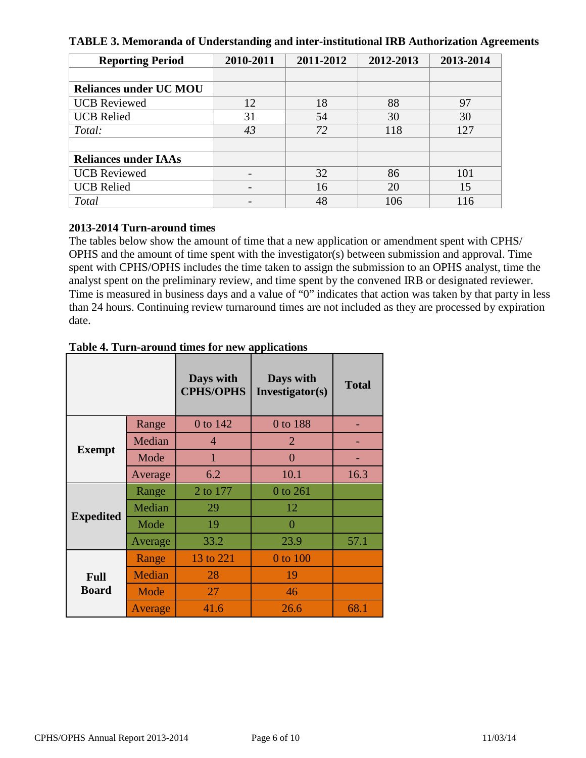**TABLE 3. Memoranda of Understanding and inter-institutional IRB Authorization Agreements**

| Reporting Period | 2010-2011 | 2011-2012 | 2012-2013 | 2013-2014 |
|---|---|---|---|---|
| | | | | |
| **Reliances under UC MOU** | | | | |
| UCB Reviewed | 12 | 18 | 88 | 97 |
| UCB Relied | 31 | 54 | 30 | 30 |
| *Total:* | *43* | *72* | 118 | 127 |
| | | | | |
| **Reliances under IAAs** | | | | |
| UCB Reviewed | - | 32 | 86 | 101 |
| UCB Relied | - | 16 | 20 | 15 |
| *Total* | - | 48 | 106 | 116 |

### 2013-2014 Turn-around times

The tables below show the amount of time that a new application or amendment spent with CPHS/ OPHS and the amount of time spent with the investigator(s) between submission and approval. Time spent with CPHS/OPHS includes the time taken to assign the submission to an OPHS analyst, time the analyst spent on the preliminary review, and time spent by the convened IRB or designated reviewer. Time is measured in business days and a value of "0" indicates that action was taken by that party in less than 24 hours. Continuing review turnaround times are not included as they are processed by expiration date.

**Table 4. Turn-around times for new applications**

| | | Days with CPHS/OPHS | Days with Investigator(s) | Total |
|---|---|---|---|---|
| **Exempt** | Range | 0 to 142 | 0 to 188 | - |
| | Median | 4 | 2 | - |
| | Mode | 1 | 0 | - |
| | Average | 6.2 | 10.1 | 16.3 |
| **Expedited** | Range | 2 to 177 | 0 to 261 | |
| | Median | 29 | 12 | |
| | Mode | 19 | 0 | |
| | Average | 33.2 | 23.9 | 57.1 |
| **Full Board** | Range | 13 to 221 | 0 to 100 | |
| | Median | 28 | 19 | |
| | Mode | 27 | 46 | |
| | Average | 41.6 | 26.6 | 68.1 |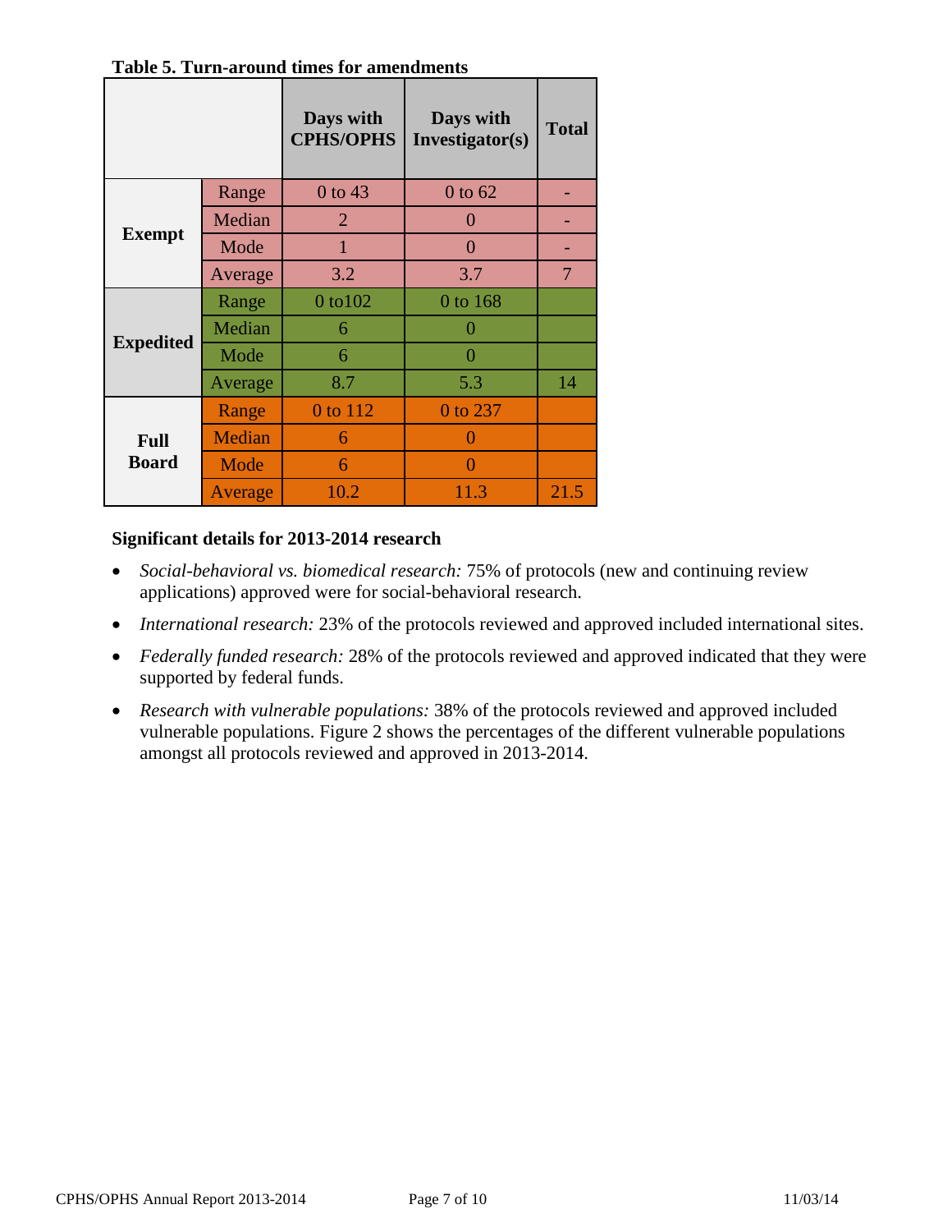**Table 5. Turn-around times for amendments**

| | | Days with CPHS/OPHS | Days with Investigator(s) | Total |
|---|---|---|---|---|
| **Exempt** | Range | 0 to 43 | 0 to 62 | - |
| | Median | 2 | 0 | - |
| | Mode | 1 | 0 | - |
| | Average | 3.2 | 3.7 | 7 |
| **Expedited** | Range | 0 to102 | 0 to 168 | |
| | Median | 6 | 0 | |
| | Mode | 6 | 0 | |
| | Average | 8.7 | 5.3 | 14 |
| **Full Board** | Range | 0 to 112 | 0 to 237 | |
| | Median | 6 | 0 | |
| | Mode | 6 | 0 | |
| | Average | 10.2 | 11.3 | 21.5 |

### Significant details for 2013-2014 research

- *Social-behavioral vs. biomedical research:* 75% of protocols (new and continuing review applications) approved were for social-behavioral research.
- *International research:* 23% of the protocols reviewed and approved included international sites.
- *Federally funded research:* 28% of the protocols reviewed and approved indicated that they were supported by federal funds.
- *Research with vulnerable populations:* 38% of the protocols reviewed and approved included vulnerable populations. Figure 2 shows the percentages of the different vulnerable populations amongst all protocols reviewed and approved in 2013-2014.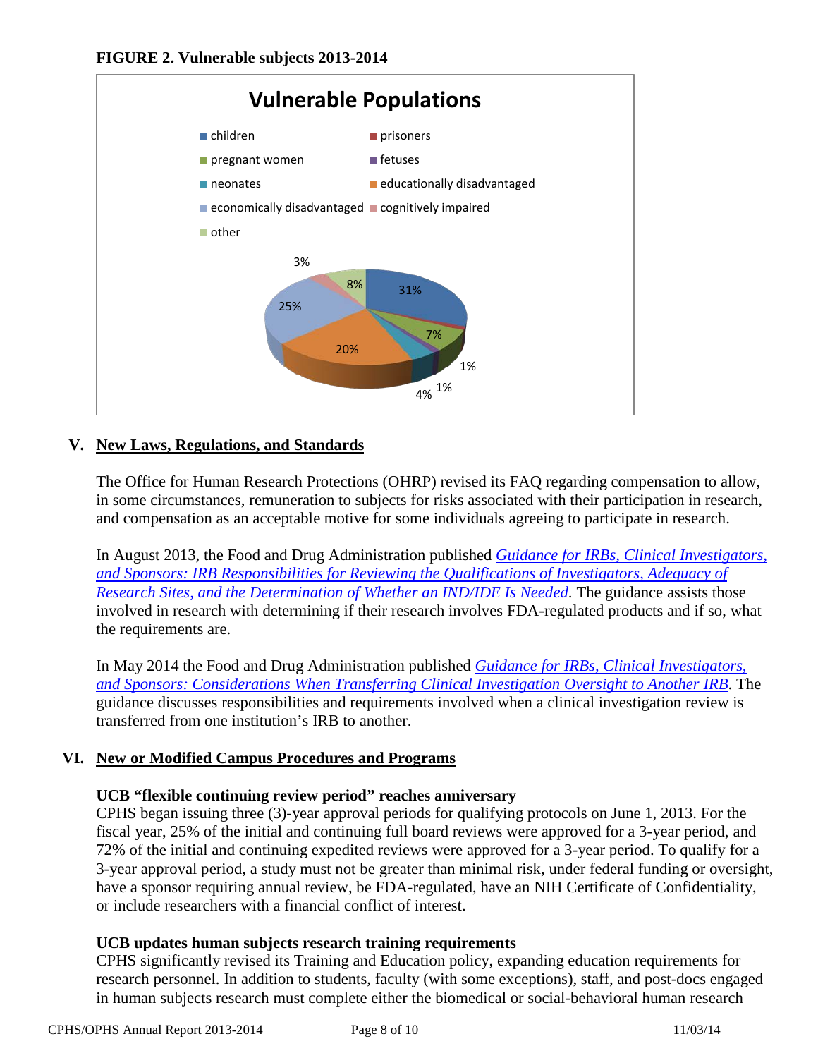**FIGURE 2. Vulnerable subjects 2013-2014**

**Vulnerable Populations**

| Population | Percentage |
|---|---|
| children | 31% |
| prisoners | 1% |
| pregnant women | 7% |
| fetuses | 1% |
| neonates | 4% |
| educationally disadvantaged | 20% |
| economically disadvantaged | 25% |
| cognitively impaired | 3% |
| other | 8% |

## V. New Laws, Regulations, and Standards

The Office for Human Research Protections (OHRP) revised its FAQ regarding compensation to allow, in some circumstances, remuneration to subjects for risks associated with their participation in research, and compensation as an acceptable motive for some individuals agreeing to participate in research.

In August 2013, the Food and Drug Administration published *Guidance for IRBs, Clinical Investigators, and Sponsors: IRB Responsibilities for Reviewing the Qualifications of Investigators, Adequacy of Research Sites, and the Determination of Whether an IND/IDE Is Needed*. The guidance assists those involved in research with determining if their research involves FDA-regulated products and if so, what the requirements are.

In May 2014 the Food and Drug Administration published *Guidance for IRBs, Clinical Investigators, and Sponsors: Considerations When Transferring Clinical Investigation Oversight to Another IRB*. The guidance discusses responsibilities and requirements involved when a clinical investigation review is transferred from one institution's IRB to another.

## VI. New or Modified Campus Procedures and Programs

**UCB "flexible continuing review period" reaches anniversary**
CPHS began issuing three (3)-year approval periods for qualifying protocols on June 1, 2013. For the fiscal year, 25% of the initial and continuing full board reviews were approved for a 3-year period, and 72% of the initial and continuing expedited reviews were approved for a 3-year period. To qualify for a 3-year approval period, a study must not be greater than minimal risk, under federal funding or oversight, have a sponsor requiring annual review, be FDA-regulated, have an NIH Certificate of Confidentiality, or include researchers with a financial conflict of interest.

**UCB updates human subjects research training requirements**
CPHS significantly revised its Training and Education policy, expanding education requirements for research personnel. In addition to students, faculty (with some exceptions), staff, and post-docs engaged in human subjects research must complete either the biomedical or social-behavioral human research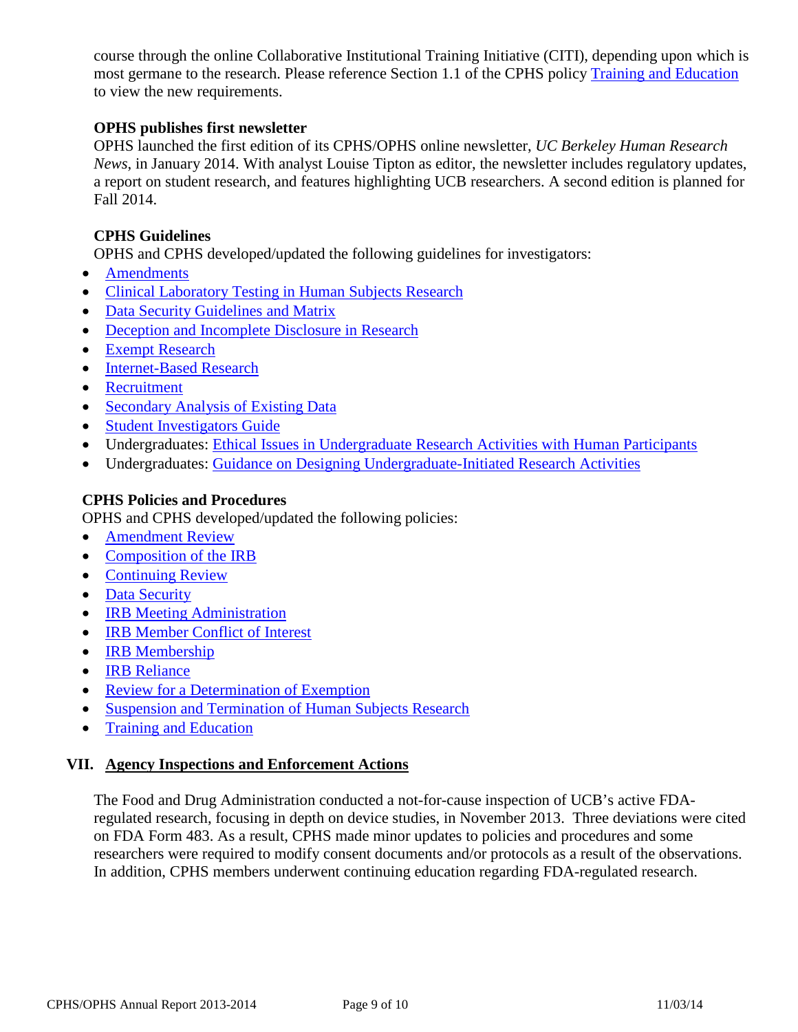course through the online Collaborative Institutional Training Initiative (CITI), depending upon which is most germane to the research. Please reference Section 1.1 of the CPHS policy Training and Education to view the new requirements.

**OPHS publishes first newsletter**

OPHS launched the first edition of its CPHS/OPHS online newsletter, *UC Berkeley Human Research News*, in January 2014. With analyst Louise Tipton as editor, the newsletter includes regulatory updates, a report on student research, and features highlighting UCB researchers. A second edition is planned for Fall 2014.

**CPHS Guidelines**

OPHS and CPHS developed/updated the following guidelines for investigators:

- Amendments
- Clinical Laboratory Testing in Human Subjects Research
- Data Security Guidelines and Matrix
- Deception and Incomplete Disclosure in Research
- Exempt Research
- Internet-Based Research
- Recruitment
- Secondary Analysis of Existing Data
- Student Investigators Guide
- Undergraduates: Ethical Issues in Undergraduate Research Activities with Human Participants
- Undergraduates: Guidance on Designing Undergraduate-Initiated Research Activities

**CPHS Policies and Procedures**

OPHS and CPHS developed/updated the following policies:

- Amendment Review
- Composition of the IRB
- Continuing Review
- Data Security
- IRB Meeting Administration
- IRB Member Conflict of Interest
- IRB Membership
- IRB Reliance
- Review for a Determination of Exemption
- Suspension and Termination of Human Subjects Research
- Training and Education

## VII. Agency Inspections and Enforcement Actions

The Food and Drug Administration conducted a not-for-cause inspection of UCB's active FDA-regulated research, focusing in depth on device studies, in November 2013. Three deviations were cited on FDA Form 483. As a result, CPHS made minor updates to policies and procedures and some researchers were required to modify consent documents and/or protocols as a result of the observations. In addition, CPHS members underwent continuing education regarding FDA-regulated research.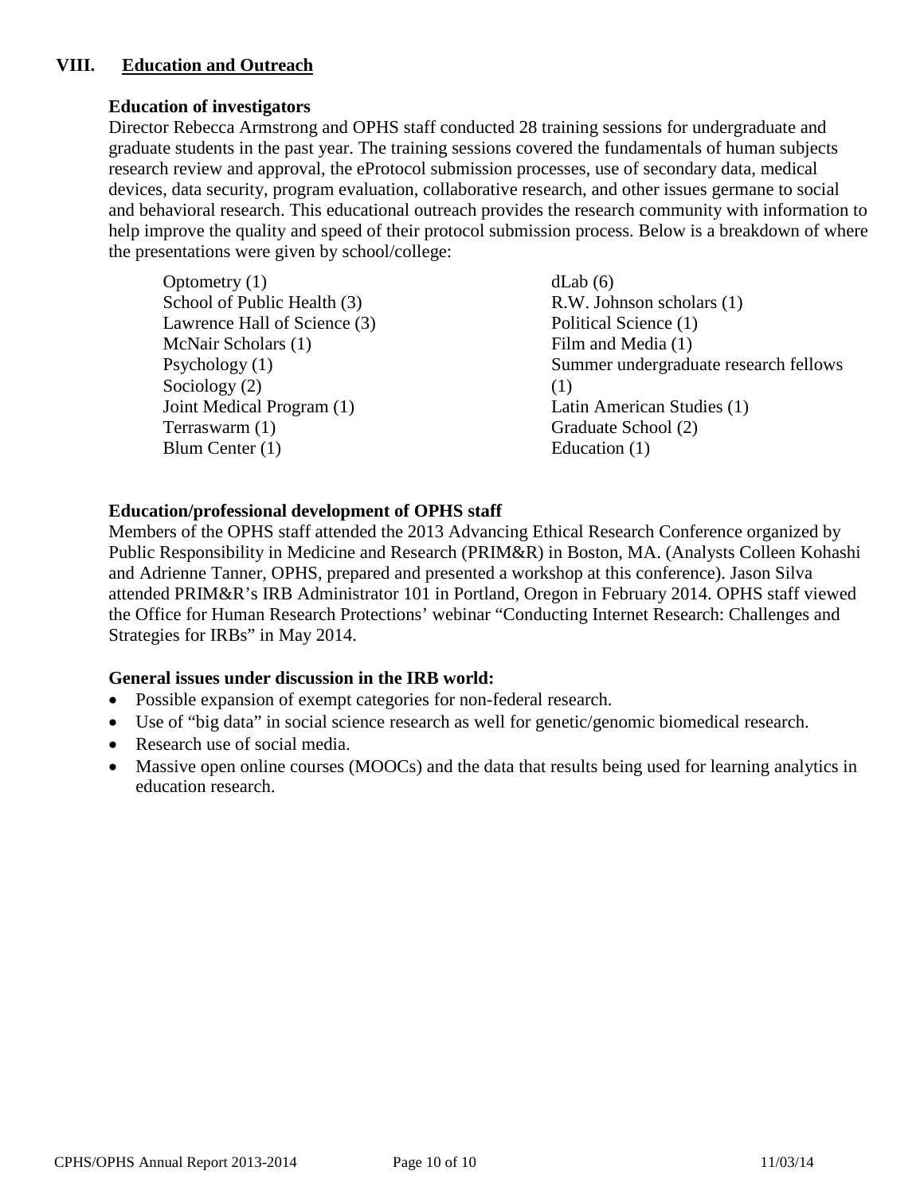## VIII. Education and Outreach

### Education of investigators

Director Rebecca Armstrong and OPHS staff conducted 28 training sessions for undergraduate and graduate students in the past year. The training sessions covered the fundamentals of human subjects research review and approval, the eProtocol submission processes, use of secondary data, medical devices, data security, program evaluation, collaborative research, and other issues germane to social and behavioral research. This educational outreach provides the research community with information to help improve the quality and speed of their protocol submission process. Below is a breakdown of where the presentations were given by school/college:

Optometry (1)
School of Public Health (3)
Lawrence Hall of Science (3)
McNair Scholars (1)
Psychology (1)
Sociology (2)
Joint Medical Program (1)
Terraswarm (1)
Blum Center (1)
dLab (6)
R.W. Johnson scholars (1)
Political Science (1)
Film and Media (1)
Summer undergraduate research fellows (1)
Latin American Studies (1)
Graduate School (2)
Education (1)

### Education/professional development of OPHS staff

Members of the OPHS staff attended the 2013 Advancing Ethical Research Conference organized by Public Responsibility in Medicine and Research (PRIM&R) in Boston, MA. (Analysts Colleen Kohashi and Adrienne Tanner, OPHS, prepared and presented a workshop at this conference). Jason Silva attended PRIM&R's IRB Administrator 101 in Portland, Oregon in February 2014. OPHS staff viewed the Office for Human Research Protections' webinar "Conducting Internet Research: Challenges and Strategies for IRBs" in May 2014.

### General issues under discussion in the IRB world:

- Possible expansion of exempt categories for non-federal research.
- Use of "big data" in social science research as well for genetic/genomic biomedical research.
- Research use of social media.
- Massive open online courses (MOOCs) and the data that results being used for learning analytics in education research.